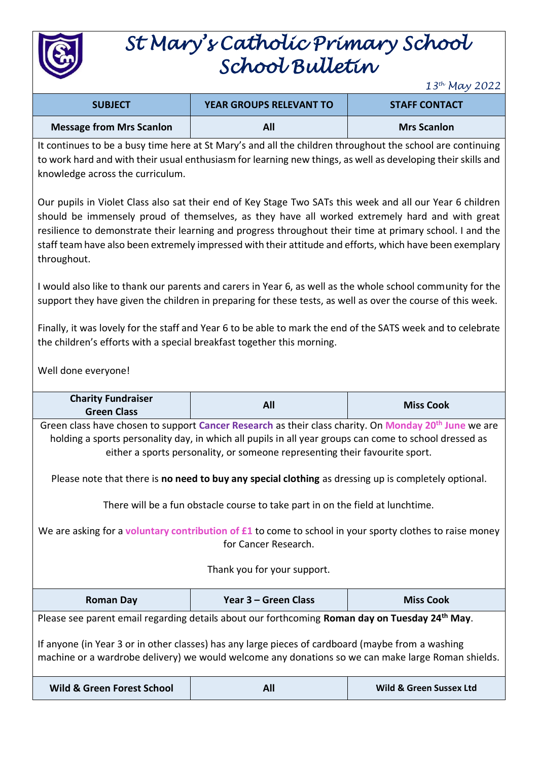# St Mary's Catholic Primary School
# School Bulletin

*13th May 2022*

| SUBJECT | YEAR GROUPS RELEVANT TO | STAFF CONTACT |
|---|---|---|
| **Message from Mrs Scanlon** | **All** | **Mrs Scanlon** |

It continues to be a busy time here at St Mary's and all the children throughout the school are continuing to work hard and with their usual enthusiasm for learning new things, as well as developing their skills and knowledge across the curriculum.

Our pupils in Violet Class also sat their end of Key Stage Two SATs this week and all our Year 6 children should be immensely proud of themselves, as they have all worked extremely hard and with great resilience to demonstrate their learning and progress throughout their time at primary school. I and the staff team have also been extremely impressed with their attitude and efforts, which have been exemplary throughout.

I would also like to thank our parents and carers in Year 6, as well as the whole school community for the support they have given the children in preparing for these tests, as well as over the course of this week.

Finally, it was lovely for the staff and Year 6 to be able to mark the end of the SATS week and to celebrate the children's efforts with a special breakfast together this morning.

Well done everyone!

| SUBJECT | YEAR GROUPS RELEVANT TO | STAFF CONTACT |
|---|---|---|
| **Charity Fundraiser Green Class** | **All** | **Miss Cook** |

Green class have chosen to support **Cancer Research** as their class charity. On **Monday 20th June** we are holding a sports personality day, in which all pupils in all year groups can come to school dressed as either a sports personality, or someone representing their favourite sport.

Please note that there is **no need to buy any special clothing** as dressing up is completely optional.

There will be a fun obstacle course to take part in on the field at lunchtime.

We are asking for a **voluntary contribution of £1** to come to school in your sporty clothes to raise money for Cancer Research.

Thank you for your support.

| SUBJECT | YEAR GROUPS RELEVANT TO | STAFF CONTACT |
|---|---|---|
| **Roman Day** | **Year 3 – Green Class** | **Miss Cook** |

Please see parent email regarding details about our forthcoming **Roman day on Tuesday 24th May**.

If anyone (in Year 3 or in other classes) has any large pieces of cardboard (maybe from a washing machine or a wardrobe delivery) we would welcome any donations so we can make large Roman shields.

| SUBJECT | YEAR GROUPS RELEVANT TO | STAFF CONTACT |
|---|---|---|
| **Wild & Green Forest School** | **All** | **Wild & Green Sussex Ltd** |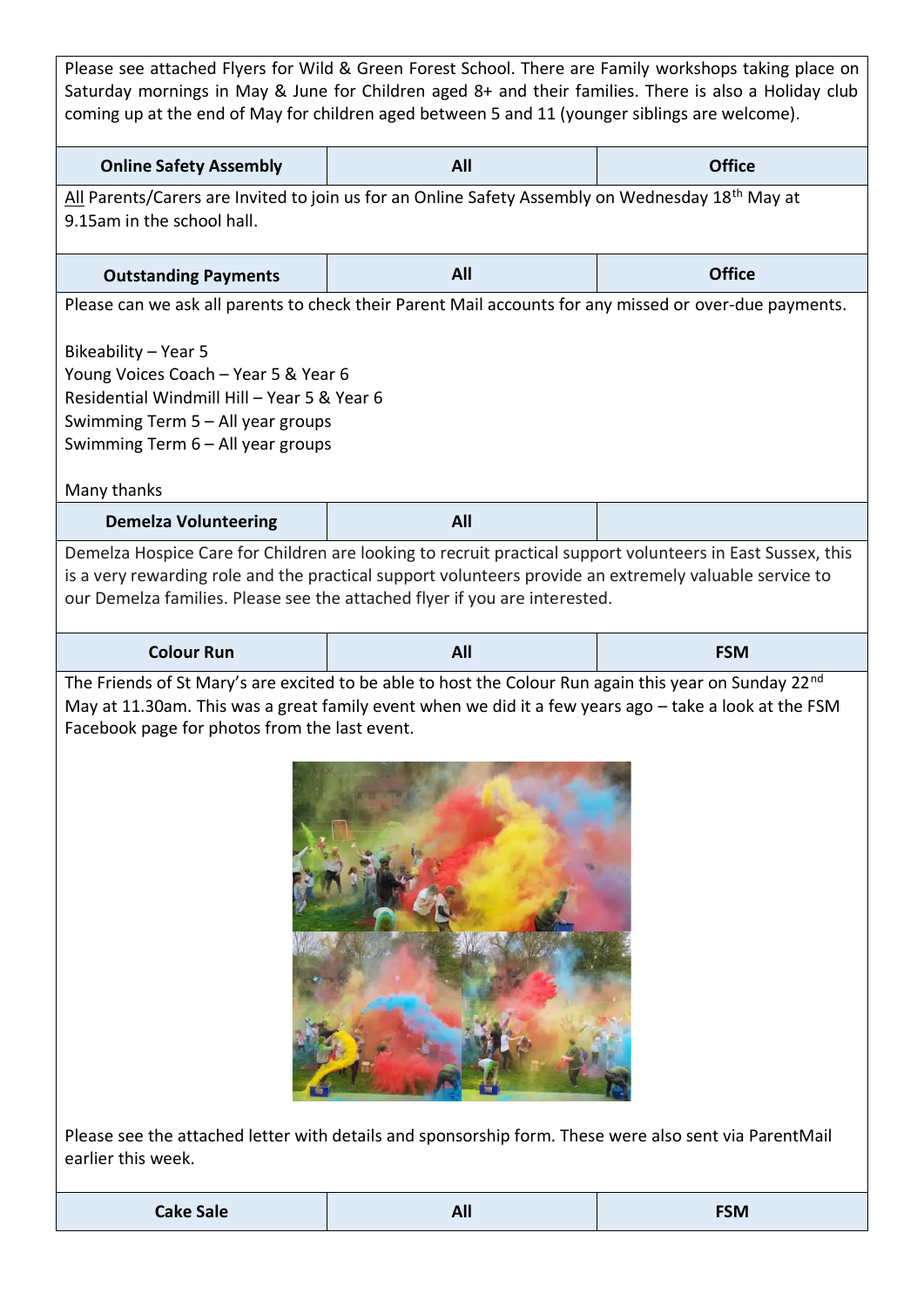Please see attached Flyers for Wild & Green Forest School. There are Family workshops taking place on Saturday mornings in May & June for Children aged 8+ and their families. There is also a Holiday club coming up at the end of May for children aged between 5 and 11 (younger siblings are welcome).

| **Online Safety Assembly** | **All** | **Office** |
|---|---|---|

All Parents/Carers are Invited to join us for an Online Safety Assembly on Wednesday 18th May at 9.15am in the school hall.

| **Outstanding Payments** | **All** | **Office** |
|---|---|---|

Please can we ask all parents to check their Parent Mail accounts for any missed or over-due payments.

Bikeability – Year 5
Young Voices Coach – Year 5 & Year 6
Residential Windmill Hill – Year 5 & Year 6
Swimming Term 5 – All year groups
Swimming Term 6 – All year groups

Many thanks

| **Demelza Volunteering** | **All** | |
|---|---|---|

Demelza Hospice Care for Children are looking to recruit practical support volunteers in East Sussex, this is a very rewarding role and the practical support volunteers provide an extremely valuable service to our Demelza families. Please see the attached flyer if you are interested.

| **Colour Run** | **All** | **FSM** |
|---|---|---|

The Friends of St Mary's are excited to be able to host the Colour Run again this year on Sunday 22nd May at 11.30am. This was a great family event when we did it a few years ago – take a look at the FSM Facebook page for photos from the last event.

Please see the attached letter with details and sponsorship form. These were also sent via ParentMail earlier this week.

| **Cake Sale** | **All** | **FSM** |
|---|---|---|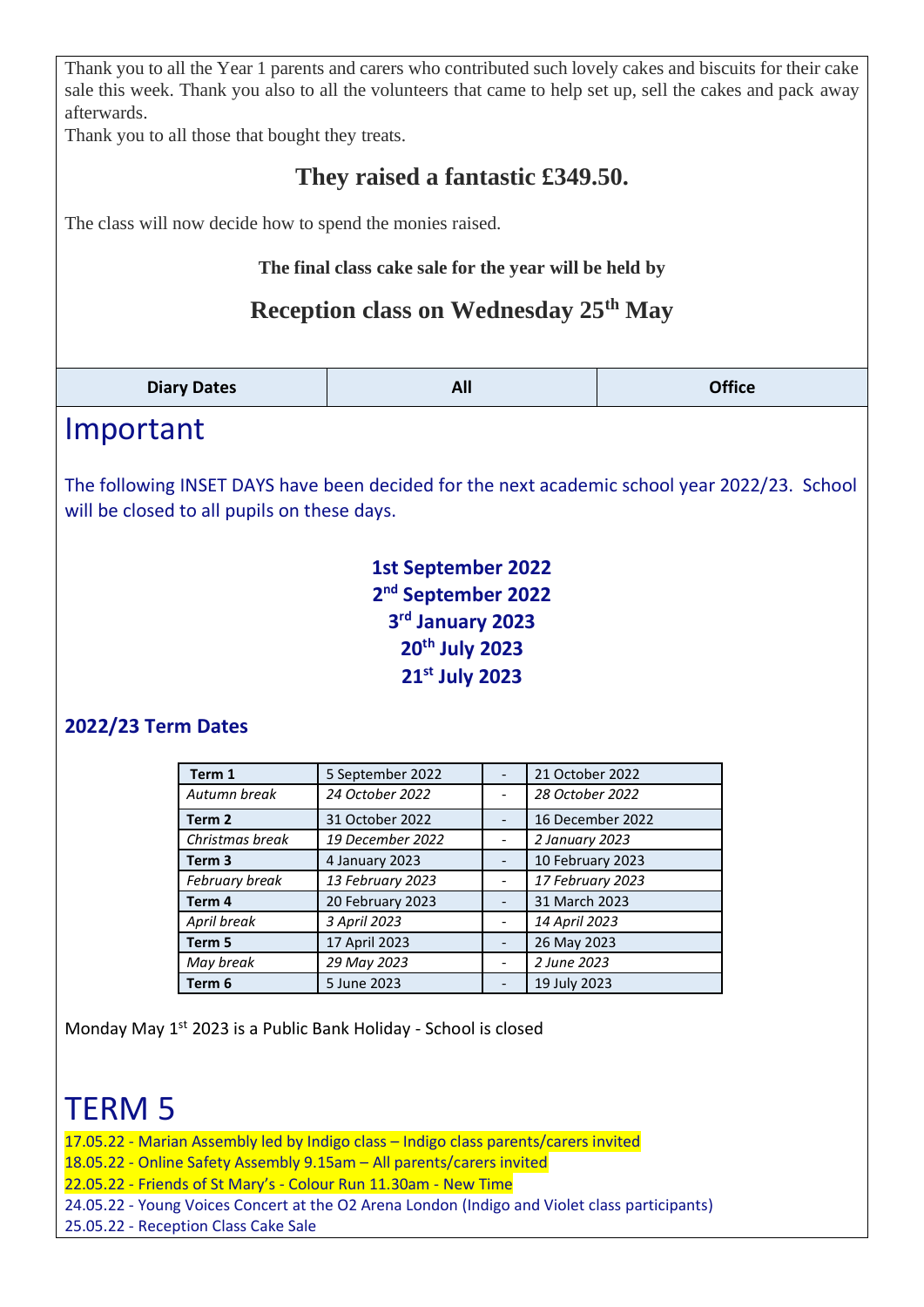Thank you to all the Year 1 parents and carers who contributed such lovely cakes and biscuits for their cake sale this week. Thank you also to all the volunteers that came to help set up, sell the cakes and pack away afterwards.
Thank you to all those that bought they treats.

**They raised a fantastic £349.50.**

The class will now decide how to spend the monies raised.

**The final class cake sale for the year will be held by**

**Reception class on Wednesday 25th May**

| Diary Dates | All | Office |
|---|---|---|

# Important

The following INSET DAYS have been decided for the next academic school year 2022/23. School will be closed to all pupils on these days.

**1st September 2022**
**2nd September 2022**
**3rd January 2023**
**20th July 2023**
**21st July 2023**

### 2022/23 Term Dates

| | | | |
|---|---|---|---|
| **Term 1** | 5 September 2022 | - | 21 October 2022 |
| *Autumn break* | *24 October 2022* | - | *28 October 2022* |
| **Term 2** | 31 October 2022 | - | 16 December 2022 |
| *Christmas break* | *19 December 2022* | - | *2 January 2023* |
| **Term 3** | 4 January 2023 | - | 10 February 2023 |
| *February break* | *13 February 2023* | - | *17 February 2023* |
| **Term 4** | 20 February 2023 | - | 31 March 2023 |
| *April break* | *3 April 2023* | - | *14 April 2023* |
| **Term 5** | 17 April 2023 | - | 26 May 2023 |
| *May break* | *29 May 2023* | - | *2 June 2023* |
| **Term 6** | 5 June 2023 | - | 19 July 2023 |

Monday May 1st 2023 is a Public Bank Holiday - School is closed

# TERM 5

17.05.22 - Marian Assembly led by Indigo class – Indigo class parents/carers invited
18.05.22 - Online Safety Assembly 9.15am – All parents/carers invited
22.05.22 - Friends of St Mary's - Colour Run 11.30am - New Time
24.05.22 - Young Voices Concert at the O2 Arena London (Indigo and Violet class participants)
25.05.22 - Reception Class Cake Sale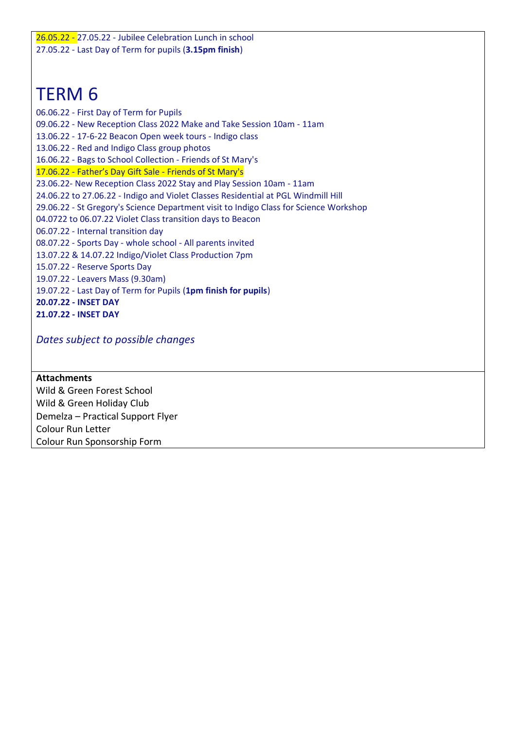26.05.22 - 27.05.22 - Jubilee Celebration Lunch in school
27.05.22 - Last Day of Term for pupils (**3.15pm finish**)

# TERM 6

06.06.22 - First Day of Term for Pupils
09.06.22 - New Reception Class 2022 Make and Take Session 10am - 11am
13.06.22 - 17-6-22 Beacon Open week tours - Indigo class
13.06.22 - Red and Indigo Class group photos
16.06.22 - Bags to School Collection - Friends of St Mary's
17.06.22 - Father's Day Gift Sale - Friends of St Mary's
23.06.22- New Reception Class 2022 Stay and Play Session 10am - 11am
24.06.22 to 27.06.22 - Indigo and Violet Classes Residential at PGL Windmill Hill
29.06.22 - St Gregory's Science Department visit to Indigo Class for Science Workshop
04.0722 to 06.07.22 Violet Class transition days to Beacon
06.07.22 - Internal transition day
08.07.22 - Sports Day - whole school - All parents invited
13.07.22 & 14.07.22 Indigo/Violet Class Production 7pm
15.07.22 - Reserve Sports Day
19.07.22 - Leavers Mass (9.30am)
19.07.22 - Last Day of Term for Pupils (**1pm finish for pupils**)
**20.07.22 - INSET DAY**
**21.07.22 - INSET DAY**

*Dates subject to possible changes*

**Attachments**
Wild & Green Forest School
Wild & Green Holiday Club
Demelza – Practical Support Flyer
Colour Run Letter
Colour Run Sponsorship Form